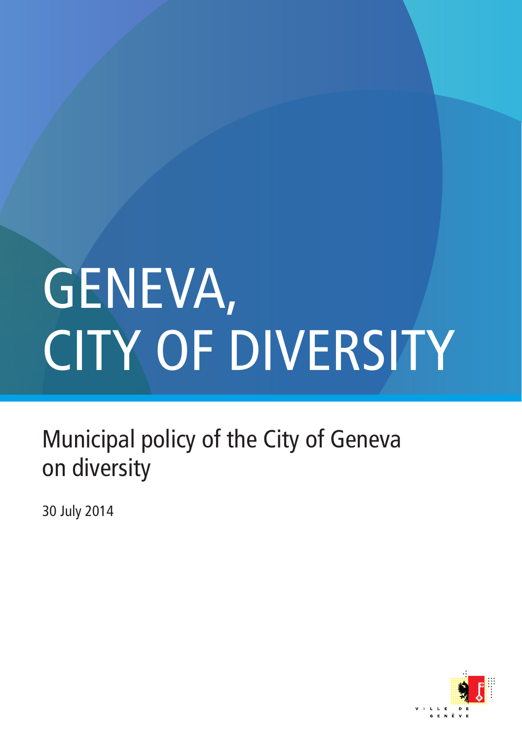# GENEVA, CITY OF DIVERSITY

## Municipal policy of the City of Geneva on diversity

30 July 2014

VILLE DE GENÈVE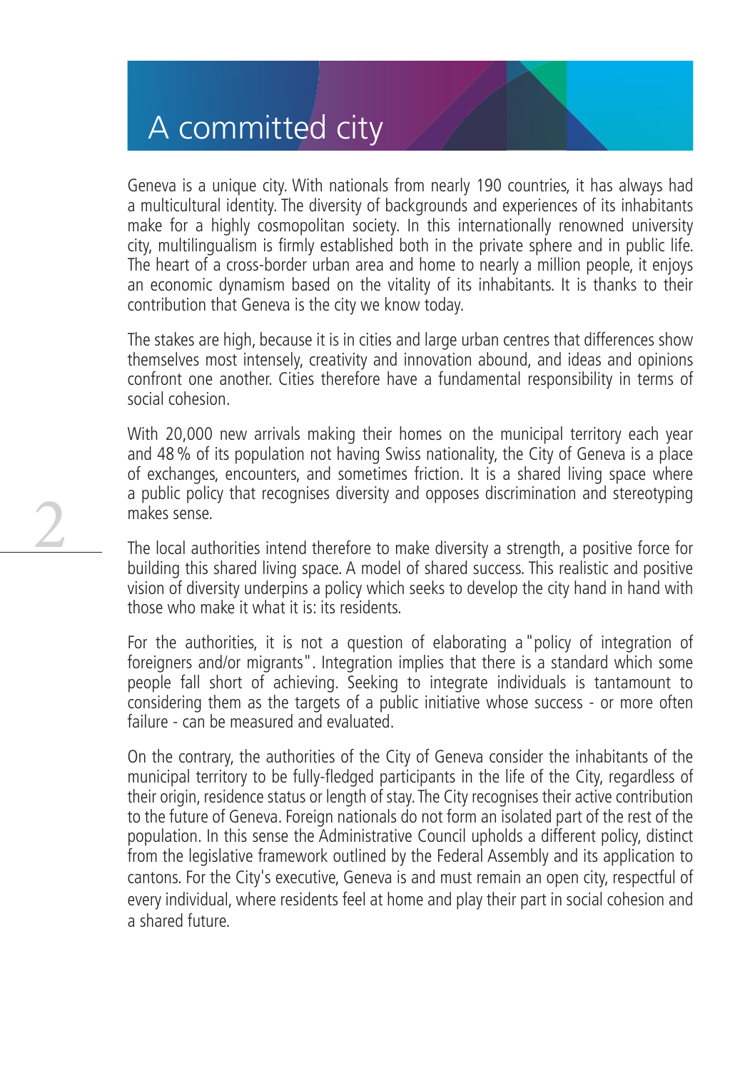# A committed city

Geneva is a unique city. With nationals from nearly 190 countries, it has always had a multicultural identity. The diversity of backgrounds and experiences of its inhabitants make for a highly cosmopolitan society. In this internationally renowned university city, multilingualism is firmly established both in the private sphere and in public life. The heart of a cross-border urban area and home to nearly a million people, it enjoys an economic dynamism based on the vitality of its inhabitants. It is thanks to their contribution that Geneva is the city we know today.

The stakes are high, because it is in cities and large urban centres that differences show themselves most intensely, creativity and innovation abound, and ideas and opinions confront one another. Cities therefore have a fundamental responsibility in terms of social cohesion.

With 20,000 new arrivals making their homes on the municipal territory each year and 48 % of its population not having Swiss nationality, the City of Geneva is a place of exchanges, encounters, and sometimes friction. It is a shared living space where a public policy that recognises diversity and opposes discrimination and stereotyping makes sense.

The local authorities intend therefore to make diversity a strength, a positive force for building this shared living space. A model of shared success. This realistic and positive vision of diversity underpins a policy which seeks to develop the city hand in hand with those who make it what it is: its residents.

For the authorities, it is not a question of elaborating a "policy of integration of foreigners and/or migrants". Integration implies that there is a standard which some people fall short of achieving. Seeking to integrate individuals is tantamount to considering them as the targets of a public initiative whose success - or more often failure - can be measured and evaluated.

On the contrary, the authorities of the City of Geneva consider the inhabitants of the municipal territory to be fully-fledged participants in the life of the City, regardless of their origin, residence status or length of stay. The City recognises their active contribution to the future of Geneva. Foreign nationals do not form an isolated part of the rest of the population. In this sense the Administrative Council upholds a different policy, distinct from the legislative framework outlined by the Federal Assembly and its application to cantons. For the City's executive, Geneva is and must remain an open city, respectful of every individual, where residents feel at home and play their part in social cohesion and a shared future.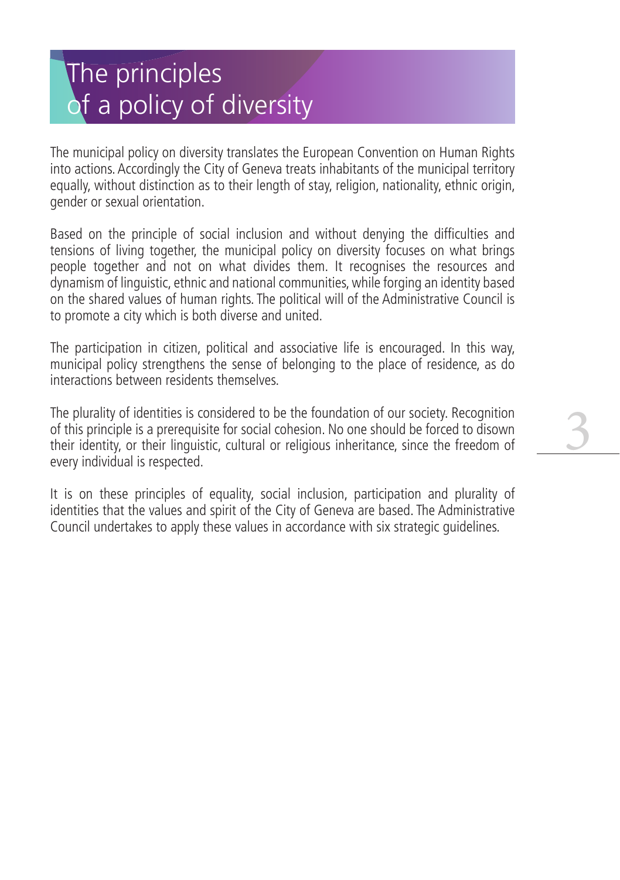# The principles of a policy of diversity

The municipal policy on diversity translates the European Convention on Human Rights into actions. Accordingly the City of Geneva treats inhabitants of the municipal territory equally, without distinction as to their length of stay, religion, nationality, ethnic origin, gender or sexual orientation.

Based on the principle of social inclusion and without denying the difficulties and tensions of living together, the municipal policy on diversity focuses on what brings people together and not on what divides them. It recognises the resources and dynamism of linguistic, ethnic and national communities, while forging an identity based on the shared values of human rights. The political will of the Administrative Council is to promote a city which is both diverse and united.

The participation in citizen, political and associative life is encouraged. In this way, municipal policy strengthens the sense of belonging to the place of residence, as do interactions between residents themselves.

The plurality of identities is considered to be the foundation of our society. Recognition of this principle is a prerequisite for social cohesion. No one should be forced to disown their identity, or their linguistic, cultural or religious inheritance, since the freedom of every individual is respected.

It is on these principles of equality, social inclusion, participation and plurality of identities that the values and spirit of the City of Geneva are based. The Administrative Council undertakes to apply these values in accordance with six strategic guidelines.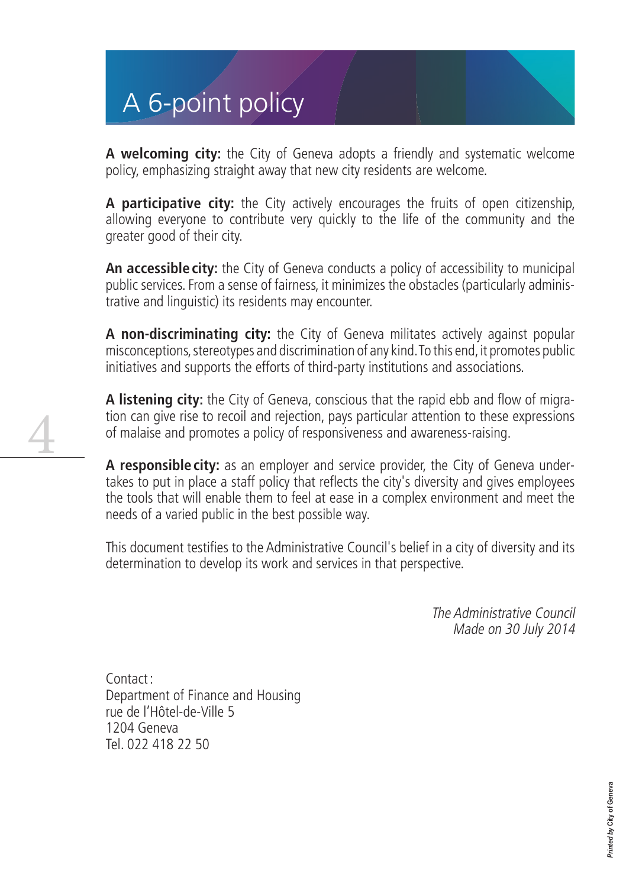# A 6-point policy

**A welcoming city:** the City of Geneva adopts a friendly and systematic welcome policy, emphasizing straight away that new city residents are welcome.

**A participative city:** the City actively encourages the fruits of open citizenship, allowing everyone to contribute very quickly to the life of the community and the greater good of their city.

**An accessible city:** the City of Geneva conducts a policy of accessibility to municipal public services. From a sense of fairness, it minimizes the obstacles (particularly administrative and linguistic) its residents may encounter.

**A non-discriminating city:** the City of Geneva militates actively against popular misconceptions, stereotypes and discrimination of any kind. To this end, it promotes public initiatives and supports the efforts of third-party institutions and associations.

**A listening city:** the City of Geneva, conscious that the rapid ebb and flow of migration can give rise to recoil and rejection, pays particular attention to these expressions of malaise and promotes a policy of responsiveness and awareness-raising.

**A responsible city:** as an employer and service provider, the City of Geneva undertakes to put in place a staff policy that reflects the city's diversity and gives employees the tools that will enable them to feel at ease in a complex environment and meet the needs of a varied public in the best possible way.

This document testifies to the Administrative Council's belief in a city of diversity and its determination to develop its work and services in that perspective.

*The Administrative Council*
*Made on 30 July 2014*

Contact :
Department of Finance and Housing
rue de l'Hôtel-de-Ville 5
1204 Geneva
Tel. 022 418 22 50

*Printed by City of Geneva*